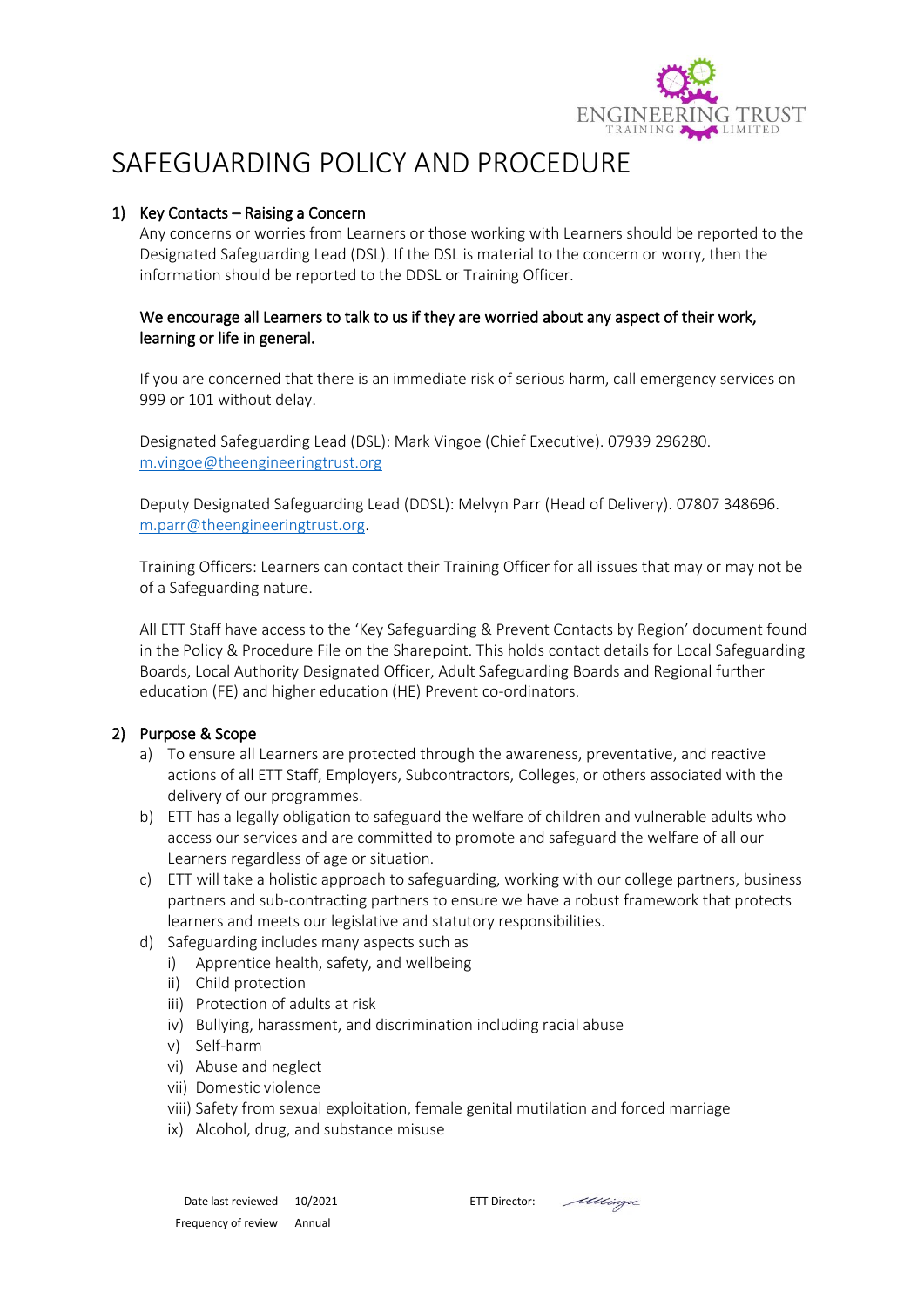# SAFEGUARDING POLICY AND PROCEDURE

## 1) Key Contacts – Raising a Concern

Any concerns or worries from Learners or those working with Learners should be reported to the Designated Safeguarding Lead (DSL). If the DSL is material to the concern or worry, then the information should be reported to the DDSL or Training Officer.

**We encourage all Learners to talk to us if they are worried about any aspect of their work, learning or life in general.**

If you are concerned that there is an immediate risk of serious harm, call emergency services on 999 or 101 without delay.

Designated Safeguarding Lead (DSL): Mark Vingoe (Chief Executive). 07939 296280. m.vingoe@theengineeringtrust.org

Deputy Designated Safeguarding Lead (DDSL): Melvyn Parr (Head of Delivery). 07807 348696. m.parr@theengineeringtrust.org.

Training Officers: Learners can contact their Training Officer for all issues that may or may not be of a Safeguarding nature.

All ETT Staff have access to the 'Key Safeguarding & Prevent Contacts by Region' document found in the Policy & Procedure File on the Sharepoint. This holds contact details for Local Safeguarding Boards, Local Authority Designated Officer, Adult Safeguarding Boards and Regional further education (FE) and higher education (HE) Prevent co-ordinators.

## 2) Purpose & Scope

a) To ensure all Learners are protected through the awareness, preventative, and reactive actions of all ETT Staff, Employers, Subcontractors, Colleges, or others associated with the delivery of our programmes.

b) ETT has a legally obligation to safeguard the welfare of children and vulnerable adults who access our services and are committed to promote and safeguard the welfare of all our Learners regardless of age or situation.

c) ETT will take a holistic approach to safeguarding, working with our college partners, business partners and sub-contracting partners to ensure we have a robust framework that protects learners and meets our legislative and statutory responsibilities.

d) Safeguarding includes many aspects such as

   i) Apprentice health, safety, and wellbeing
   ii) Child protection
   iii) Protection of adults at risk
   iv) Bullying, harassment, and discrimination including racial abuse
   v) Self-harm
   vi) Abuse and neglect
   vii) Domestic violence
   viii) Safety from sexual exploitation, female genital mutilation and forced marriage
   ix) Alcohol, drug, and substance misuse

| Date last reviewed | 10/2021 | ETT Director: | MVingoe |
|---|---|---|---|
| Frequency of review | Annual | | |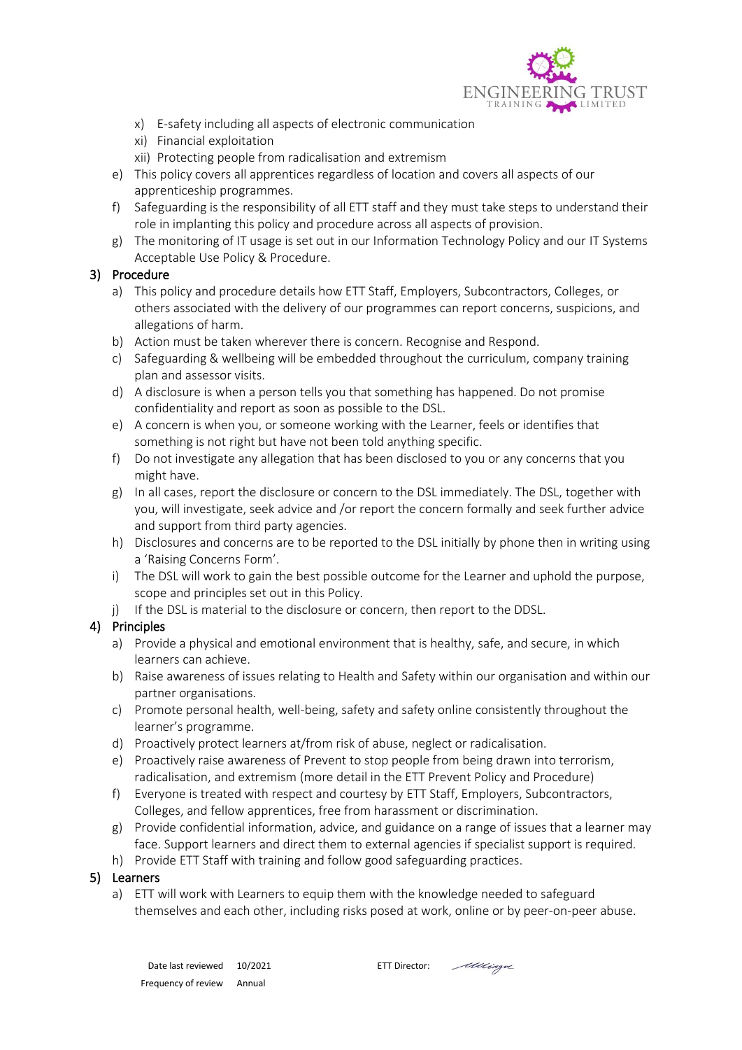x) E-safety including all aspects of electronic communication
xi) Financial exploitation
xii) Protecting people from radicalisation and extremism

e) This policy covers all apprentices regardless of location and covers all aspects of our apprenticeship programmes.
f) Safeguarding is the responsibility of all ETT staff and they must take steps to understand their role in implanting this policy and procedure across all aspects of provision.
g) The monitoring of IT usage is set out in our Information Technology Policy and our IT Systems Acceptable Use Policy & Procedure.

## 3) Procedure

a) This policy and procedure details how ETT Staff, Employers, Subcontractors, Colleges, or others associated with the delivery of our programmes can report concerns, suspicions, and allegations of harm.
b) Action must be taken wherever there is concern. Recognise and Respond.
c) Safeguarding & wellbeing will be embedded throughout the curriculum, company training plan and assessor visits.
d) A disclosure is when a person tells you that something has happened. Do not promise confidentiality and report as soon as possible to the DSL.
e) A concern is when you, or someone working with the Learner, feels or identifies that something is not right but have not been told anything specific.
f) Do not investigate any allegation that has been disclosed to you or any concerns that you might have.
g) In all cases, report the disclosure or concern to the DSL immediately. The DSL, together with you, will investigate, seek advice and /or report the concern formally and seek further advice and support from third party agencies.
h) Disclosures and concerns are to be reported to the DSL initially by phone then in writing using a 'Raising Concerns Form'.
i) The DSL will work to gain the best possible outcome for the Learner and uphold the purpose, scope and principles set out in this Policy.
j) If the DSL is material to the disclosure or concern, then report to the DDSL.

## 4) Principles

a) Provide a physical and emotional environment that is healthy, safe, and secure, in which learners can achieve.
b) Raise awareness of issues relating to Health and Safety within our organisation and within our partner organisations.
c) Promote personal health, well-being, safety and safety online consistently throughout the learner's programme.
d) Proactively protect learners at/from risk of abuse, neglect or radicalisation.
e) Proactively raise awareness of Prevent to stop people from being drawn into terrorism, radicalisation, and extremism (more detail in the ETT Prevent Policy and Procedure)
f) Everyone is treated with respect and courtesy by ETT Staff, Employers, Subcontractors, Colleges, and fellow apprentices, free from harassment or discrimination.
g) Provide confidential information, advice, and guidance on a range of issues that a learner may face. Support learners and direct them to external agencies if specialist support is required.
h) Provide ETT Staff with training and follow good safeguarding practices.

## 5) Learners

a) ETT will work with Learners to equip them with the knowledge needed to safeguard themselves and each other, including risks posed at work, online or by peer-on-peer abuse.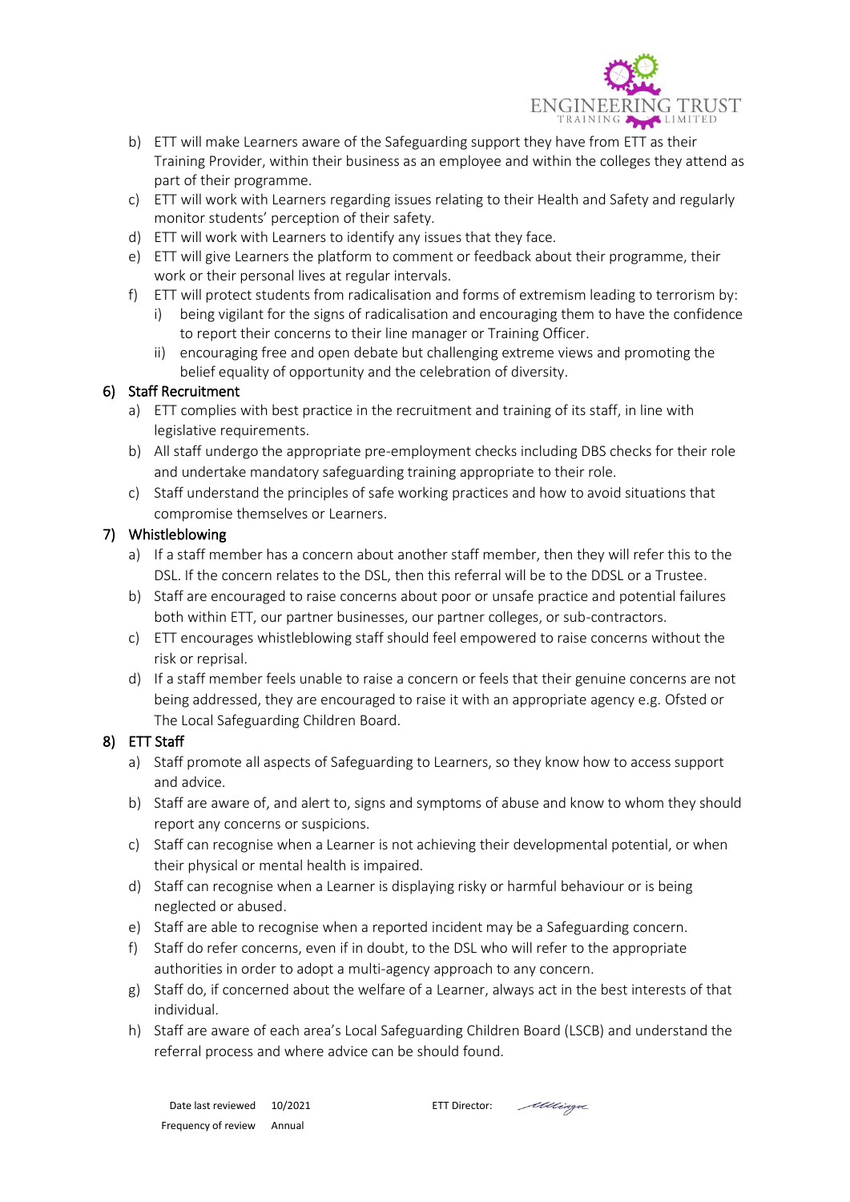b) ETT will make Learners aware of the Safeguarding support they have from ETT as their Training Provider, within their business as an employee and within the colleges they attend as part of their programme.
c) ETT will work with Learners regarding issues relating to their Health and Safety and regularly monitor students' perception of their safety.
d) ETT will work with Learners to identify any issues that they face.
e) ETT will give Learners the platform to comment or feedback about their programme, their work or their personal lives at regular intervals.
f) ETT will protect students from radicalisation and forms of extremism leading to terrorism by:
   i) being vigilant for the signs of radicalisation and encouraging them to have the confidence to report their concerns to their line manager or Training Officer.
   ii) encouraging free and open debate but challenging extreme views and promoting the belief equality of opportunity and the celebration of diversity.

## 6) Staff Recruitment

a) ETT complies with best practice in the recruitment and training of its staff, in line with legislative requirements.
b) All staff undergo the appropriate pre-employment checks including DBS checks for their role and undertake mandatory safeguarding training appropriate to their role.
c) Staff understand the principles of safe working practices and how to avoid situations that compromise themselves or Learners.

## 7) Whistleblowing

a) If a staff member has a concern about another staff member, then they will refer this to the DSL. If the concern relates to the DSL, then this referral will be to the DDSL or a Trustee.
b) Staff are encouraged to raise concerns about poor or unsafe practice and potential failures both within ETT, our partner businesses, our partner colleges, or sub-contractors.
c) ETT encourages whistleblowing staff should feel empowered to raise concerns without the risk or reprisal.
d) If a staff member feels unable to raise a concern or feels that their genuine concerns are not being addressed, they are encouraged to raise it with an appropriate agency e.g. Ofsted or The Local Safeguarding Children Board.

## 8) ETT Staff

a) Staff promote all aspects of Safeguarding to Learners, so they know how to access support and advice.
b) Staff are aware of, and alert to, signs and symptoms of abuse and know to whom they should report any concerns or suspicions.
c) Staff can recognise when a Learner is not achieving their developmental potential, or when their physical or mental health is impaired.
d) Staff can recognise when a Learner is displaying risky or harmful behaviour or is being neglected or abused.
e) Staff are able to recognise when a reported incident may be a Safeguarding concern.
f) Staff do refer concerns, even if in doubt, to the DSL who will refer to the appropriate authorities in order to adopt a multi-agency approach to any concern.
g) Staff do, if concerned about the welfare of a Learner, always act in the best interests of that individual.
h) Staff are aware of each area's Local Safeguarding Children Board (LSCB) and understand the referral process and where advice can be should found.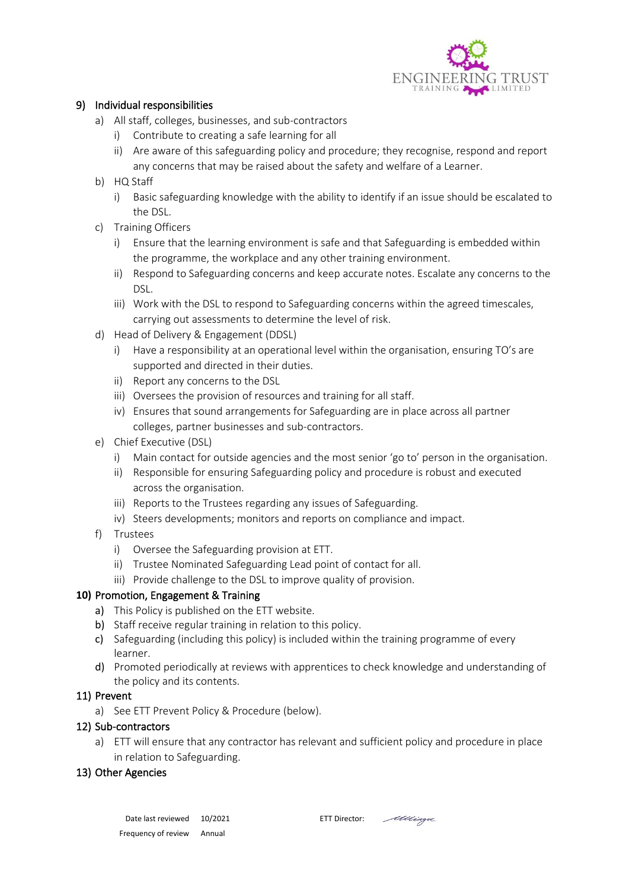## 9) Individual responsibilities

a) All staff, colleges, businesses, and sub-contractors
   i) Contribute to creating a safe learning for all
   ii) Are aware of this safeguarding policy and procedure; they recognise, respond and report any concerns that may be raised about the safety and welfare of a Learner.

b) HQ Staff
   i) Basic safeguarding knowledge with the ability to identify if an issue should be escalated to the DSL.

c) Training Officers
   i) Ensure that the learning environment is safe and that Safeguarding is embedded within the programme, the workplace and any other training environment.
   ii) Respond to Safeguarding concerns and keep accurate notes. Escalate any concerns to the DSL.
   iii) Work with the DSL to respond to Safeguarding concerns within the agreed timescales, carrying out assessments to determine the level of risk.

d) Head of Delivery & Engagement (DDSL)
   i) Have a responsibility at an operational level within the organisation, ensuring TO's are supported and directed in their duties.
   ii) Report any concerns to the DSL
   iii) Oversees the provision of resources and training for all staff.
   iv) Ensures that sound arrangements for Safeguarding are in place across all partner colleges, partner businesses and sub-contractors.

e) Chief Executive (DSL)
   i) Main contact for outside agencies and the most senior 'go to' person in the organisation.
   ii) Responsible for ensuring Safeguarding policy and procedure is robust and executed across the organisation.
   iii) Reports to the Trustees regarding any issues of Safeguarding.
   iv) Steers developments; monitors and reports on compliance and impact.

f) Trustees
   i) Oversee the Safeguarding provision at ETT.
   ii) Trustee Nominated Safeguarding Lead point of contact for all.
   iii) Provide challenge to the DSL to improve quality of provision.

## 10) Promotion, Engagement & Training

a) This Policy is published on the ETT website.
b) Staff receive regular training in relation to this policy.
c) Safeguarding (including this policy) is included within the training programme of every learner.
d) Promoted periodically at reviews with apprentices to check knowledge and understanding of the policy and its contents.

## 11) Prevent

a) See ETT Prevent Policy & Procedure (below).

## 12) Sub-contractors

a) ETT will ensure that any contractor has relevant and sufficient policy and procedure in place in relation to Safeguarding.

## 13) Other Agencies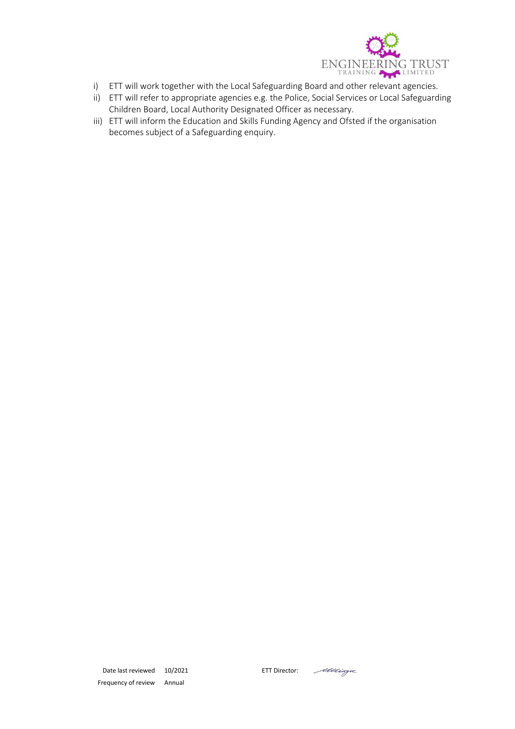i) ETT will work together with the Local Safeguarding Board and other relevant agencies.
ii) ETT will refer to appropriate agencies e.g. the Police, Social Services or Local Safeguarding Children Board, Local Authority Designated Officer as necessary.
iii) ETT will inform the Education and Skills Funding Agency and Ofsted if the organisation becomes subject of a Safeguarding enquiry.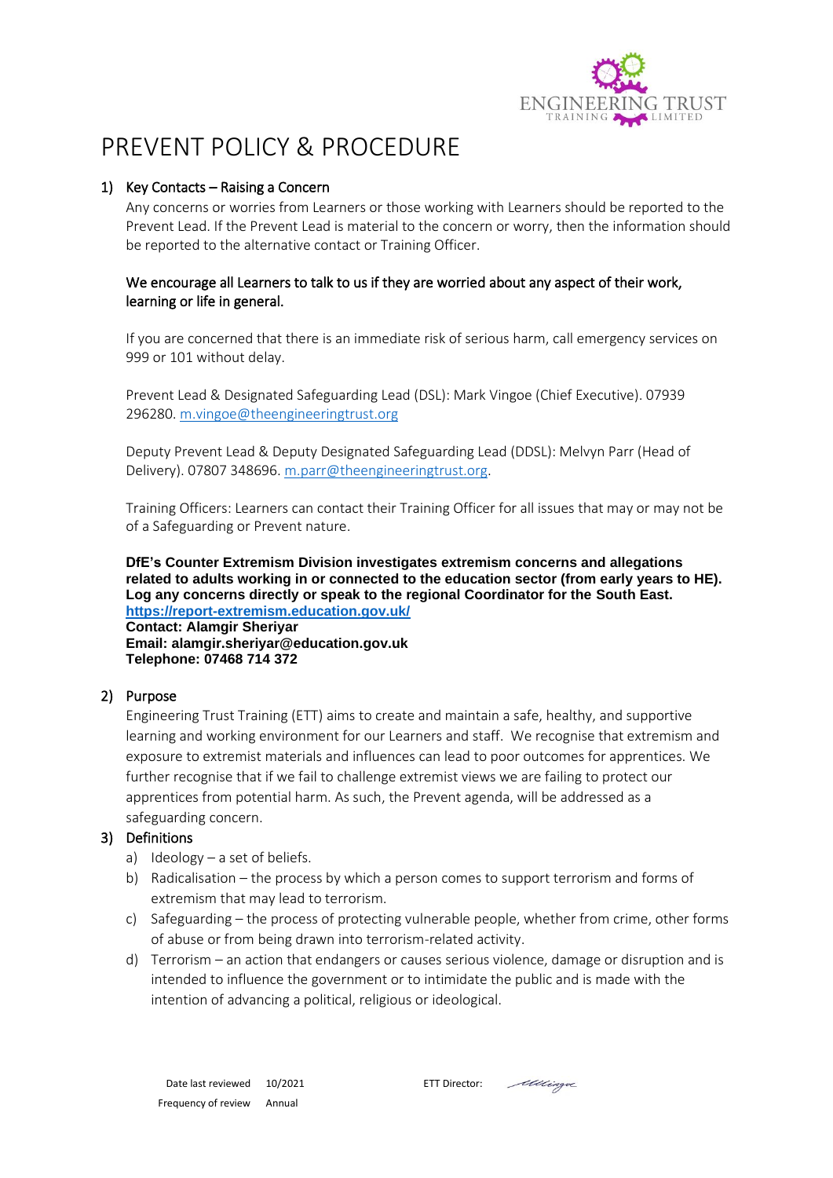# PREVENT POLICY & PROCEDURE

## 1) Key Contacts – Raising a Concern

Any concerns or worries from Learners or those working with Learners should be reported to the Prevent Lead. If the Prevent Lead is material to the concern or worry, then the information should be reported to the alternative contact or Training Officer.

We encourage all Learners to talk to us if they are worried about any aspect of their work, learning or life in general.

If you are concerned that there is an immediate risk of serious harm, call emergency services on 999 or 101 without delay.

Prevent Lead & Designated Safeguarding Lead (DSL): Mark Vingoe (Chief Executive). 07939 296280. m.vingoe@theengineeringtrust.org

Deputy Prevent Lead & Deputy Designated Safeguarding Lead (DDSL): Melvyn Parr (Head of Delivery). 07807 348696. m.parr@theengineeringtrust.org.

Training Officers: Learners can contact their Training Officer for all issues that may or may not be of a Safeguarding or Prevent nature.

**DfE's Counter Extremism Division investigates extremism concerns and allegations related to adults working in or connected to the education sector (from early years to HE). Log any concerns directly or speak to the regional Coordinator for the South East.**
**https://report-extremism.education.gov.uk/**
**Contact: Alamgir Sheriyar**
**Email: alamgir.sheriyar@education.gov.uk**
**Telephone: 07468 714 372**

## 2) Purpose

Engineering Trust Training (ETT) aims to create and maintain a safe, healthy, and supportive learning and working environment for our Learners and staff. We recognise that extremism and exposure to extremist materials and influences can lead to poor outcomes for apprentices. We further recognise that if we fail to challenge extremist views we are failing to protect our apprentices from potential harm. As such, the Prevent agenda, will be addressed as a safeguarding concern.

## 3) Definitions

a) Ideology – a set of beliefs.
b) Radicalisation – the process by which a person comes to support terrorism and forms of extremism that may lead to terrorism.
c) Safeguarding – the process of protecting vulnerable people, whether from crime, other forms of abuse or from being drawn into terrorism-related activity.
d) Terrorism – an action that endangers or causes serious violence, damage or disruption and is intended to influence the government or to intimidate the public and is made with the intention of advancing a political, religious or ideological.

| Date last reviewed | 10/2021 | ETT Director: |
| --- | --- | --- |
| Frequency of review | Annual | |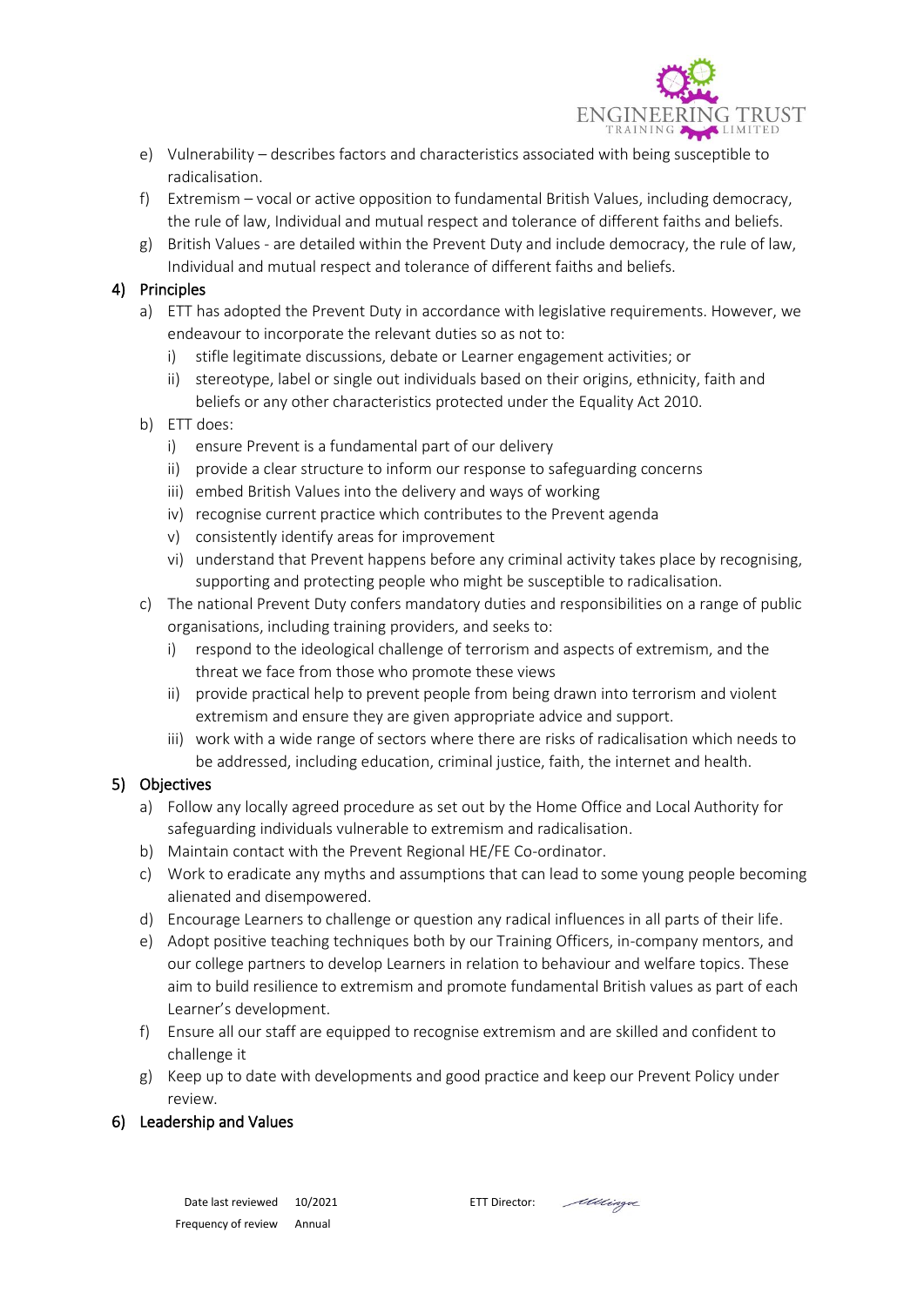e) Vulnerability – describes factors and characteristics associated with being susceptible to radicalisation.
f) Extremism – vocal or active opposition to fundamental British Values, including democracy, the rule of law, Individual and mutual respect and tolerance of different faiths and beliefs.
g) British Values - are detailed within the Prevent Duty and include democracy, the rule of law, Individual and mutual respect and tolerance of different faiths and beliefs.

## 4) Principles

a) ETT has adopted the Prevent Duty in accordance with legislative requirements. However, we endeavour to incorporate the relevant duties so as not to:
   i) stifle legitimate discussions, debate or Learner engagement activities; or
   ii) stereotype, label or single out individuals based on their origins, ethnicity, faith and beliefs or any other characteristics protected under the Equality Act 2010.
b) ETT does:
   i) ensure Prevent is a fundamental part of our delivery
   ii) provide a clear structure to inform our response to safeguarding concerns
   iii) embed British Values into the delivery and ways of working
   iv) recognise current practice which contributes to the Prevent agenda
   v) consistently identify areas for improvement
   vi) understand that Prevent happens before any criminal activity takes place by recognising, supporting and protecting people who might be susceptible to radicalisation.
c) The national Prevent Duty confers mandatory duties and responsibilities on a range of public organisations, including training providers, and seeks to:
   i) respond to the ideological challenge of terrorism and aspects of extremism, and the threat we face from those who promote these views
   ii) provide practical help to prevent people from being drawn into terrorism and violent extremism and ensure they are given appropriate advice and support.
   iii) work with a wide range of sectors where there are risks of radicalisation which needs to be addressed, including education, criminal justice, faith, the internet and health.

## 5) Objectives

a) Follow any locally agreed procedure as set out by the Home Office and Local Authority for safeguarding individuals vulnerable to extremism and radicalisation.
b) Maintain contact with the Prevent Regional HE/FE Co-ordinator.
c) Work to eradicate any myths and assumptions that can lead to some young people becoming alienated and disempowered.
d) Encourage Learners to challenge or question any radical influences in all parts of their life.
e) Adopt positive teaching techniques both by our Training Officers, in-company mentors, and our college partners to develop Learners in relation to behaviour and welfare topics. These aim to build resilience to extremism and promote fundamental British values as part of each Learner's development.
f) Ensure all our staff are equipped to recognise extremism and are skilled and confident to challenge it
g) Keep up to date with developments and good practice and keep our Prevent Policy under review.

## 6) Leadership and Values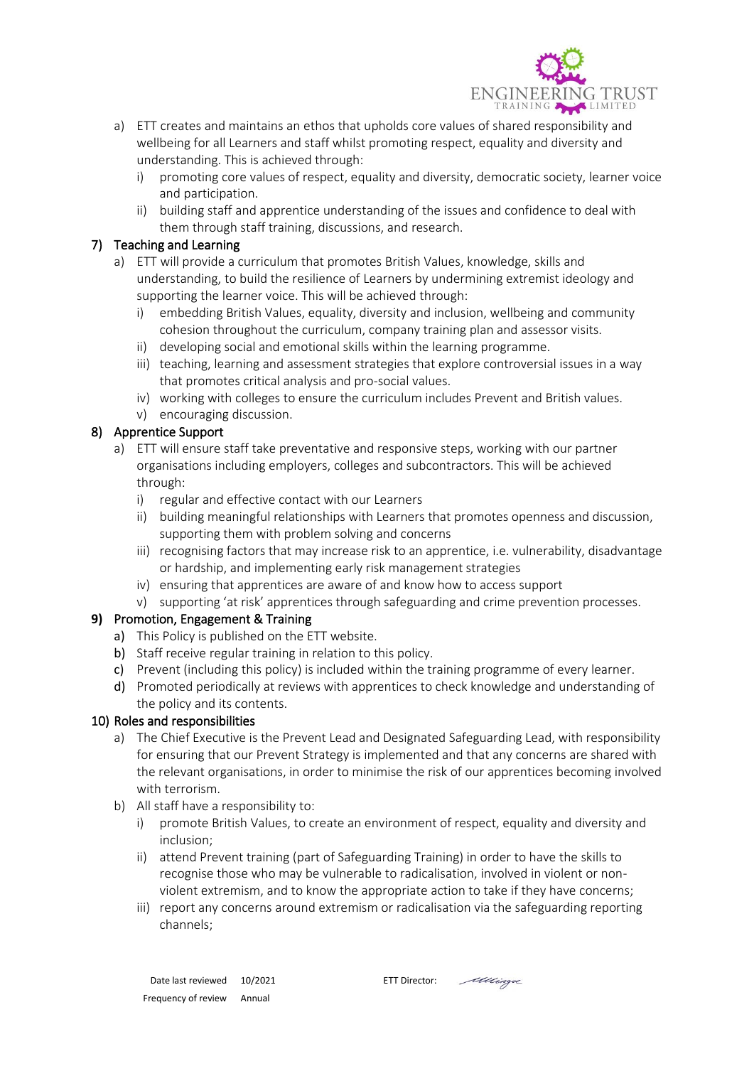a) ETT creates and maintains an ethos that upholds core values of shared responsibility and wellbeing for all Learners and staff whilst promoting respect, equality and diversity and understanding. This is achieved through:
    i) promoting core values of respect, equality and diversity, democratic society, learner voice and participation.
    ii) building staff and apprentice understanding of the issues and confidence to deal with them through staff training, discussions, and research.

## 7) Teaching and Learning

a) ETT will provide a curriculum that promotes British Values, knowledge, skills and understanding, to build the resilience of Learners by undermining extremist ideology and supporting the learner voice. This will be achieved through:
    i) embedding British Values, equality, diversity and inclusion, wellbeing and community cohesion throughout the curriculum, company training plan and assessor visits.
    ii) developing social and emotional skills within the learning programme.
    iii) teaching, learning and assessment strategies that explore controversial issues in a way that promotes critical analysis and pro-social values.
    iv) working with colleges to ensure the curriculum includes Prevent and British values.
    v) encouraging discussion.

## 8) Apprentice Support

a) ETT will ensure staff take preventative and responsive steps, working with our partner organisations including employers, colleges and subcontractors. This will be achieved through:
    i) regular and effective contact with our Learners
    ii) building meaningful relationships with Learners that promotes openness and discussion, supporting them with problem solving and concerns
    iii) recognising factors that may increase risk to an apprentice, i.e. vulnerability, disadvantage or hardship, and implementing early risk management strategies
    iv) ensuring that apprentices are aware of and know how to access support
    v) supporting 'at risk' apprentices through safeguarding and crime prevention processes.

## 9) Promotion, Engagement & Training

a) This Policy is published on the ETT website.
b) Staff receive regular training in relation to this policy.
c) Prevent (including this policy) is included within the training programme of every learner.
d) Promoted periodically at reviews with apprentices to check knowledge and understanding of the policy and its contents.

## 10) Roles and responsibilities

a) The Chief Executive is the Prevent Lead and Designated Safeguarding Lead, with responsibility for ensuring that our Prevent Strategy is implemented and that any concerns are shared with the relevant organisations, in order to minimise the risk of our apprentices becoming involved with terrorism.
b) All staff have a responsibility to:
    i) promote British Values, to create an environment of respect, equality and diversity and inclusion;
    ii) attend Prevent training (part of Safeguarding Training) in order to have the skills to recognise those who may be vulnerable to radicalisation, involved in violent or non-violent extremism, and to know the appropriate action to take if they have concerns;
    iii) report any concerns around extremism or radicalisation via the safeguarding reporting channels;

Date last reviewed 10/2021 | ETT Director: [signature]
Frequency of review Annual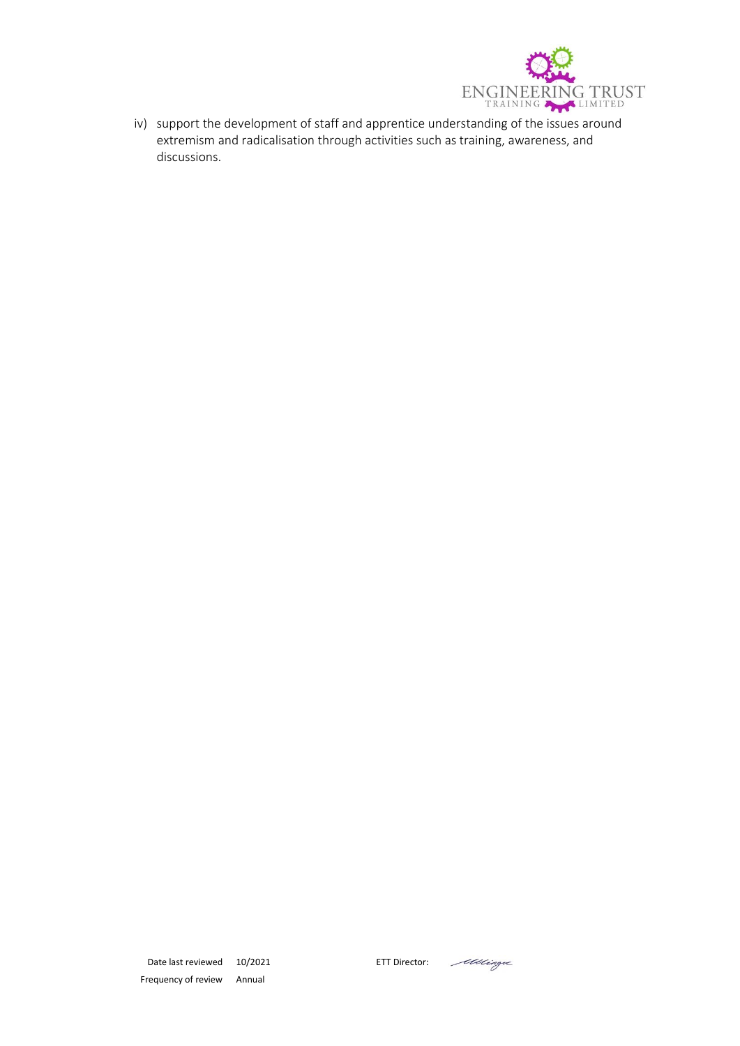iv) support the development of staff and apprentice understanding of the issues around extremism and radicalisation through activities such as training, awareness, and discussions.